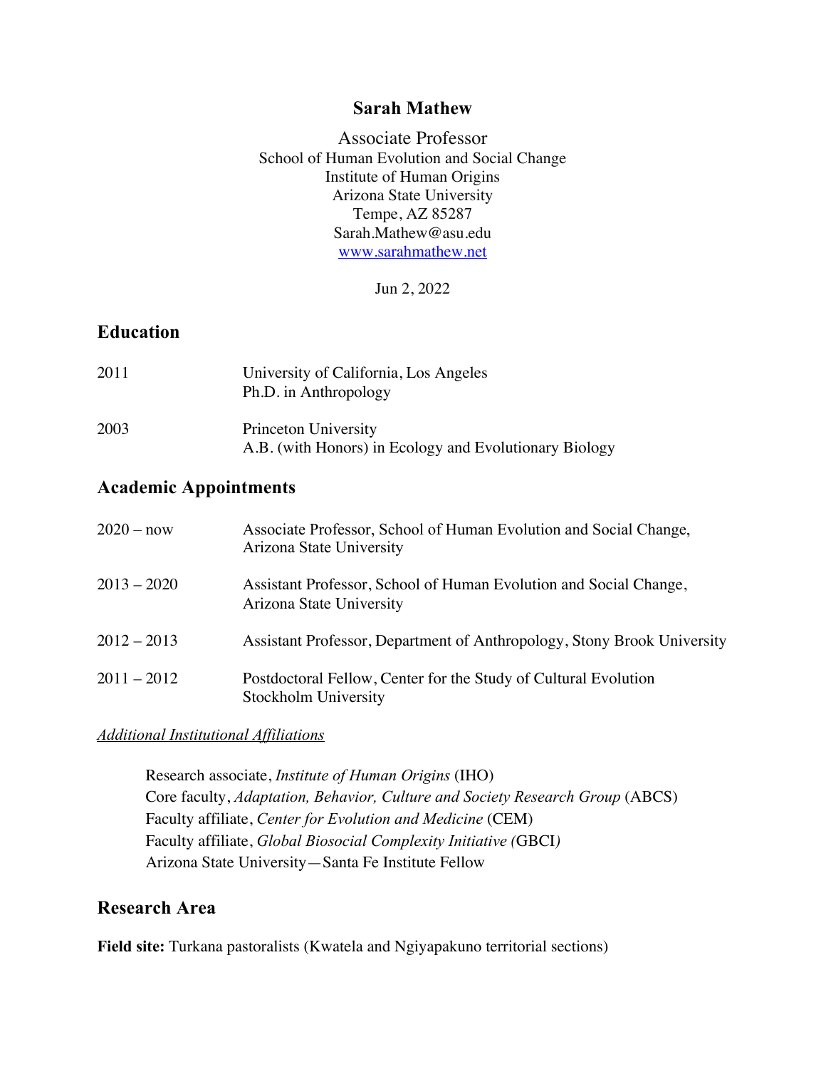# Sarah Mathew

Associate Professor
School of Human Evolution and Social Change
Institute of Human Origins
Arizona State University
Tempe, AZ 85287
Sarah.Mathew@asu.edu
[www.sarahmathew.net](www.sarahmathew.net)

Jun 2, 2022

## Education

| | |
|---|---|
| 2011 | University of California, Los Angeles<br>Ph.D. in Anthropology |
| 2003 | Princeton University<br>A.B. (with Honors) in Ecology and Evolutionary Biology |

## Academic Appointments

| | |
|---|---|
| 2020 – now | Associate Professor, School of Human Evolution and Social Change, Arizona State University |
| 2013 – 2020 | Assistant Professor, School of Human Evolution and Social Change, Arizona State University |
| 2012 – 2013 | Assistant Professor, Department of Anthropology, Stony Brook University |
| 2011 – 2012 | Postdoctoral Fellow, Center for the Study of Cultural Evolution<br>Stockholm University |

*Additional Institutional Affiliations*

Research associate, *Institute of Human Origins* (IHO)
Core faculty, *Adaptation, Behavior, Culture and Society Research Group* (ABCS)
Faculty affiliate, *Center for Evolution and Medicine* (CEM)
Faculty affiliate, *Global Biosocial Complexity Initiative (*GBCI*)*
Arizona State University—Santa Fe Institute Fellow

## Research Area

**Field site:** Turkana pastoralists (Kwatela and Ngiyapakuno territorial sections)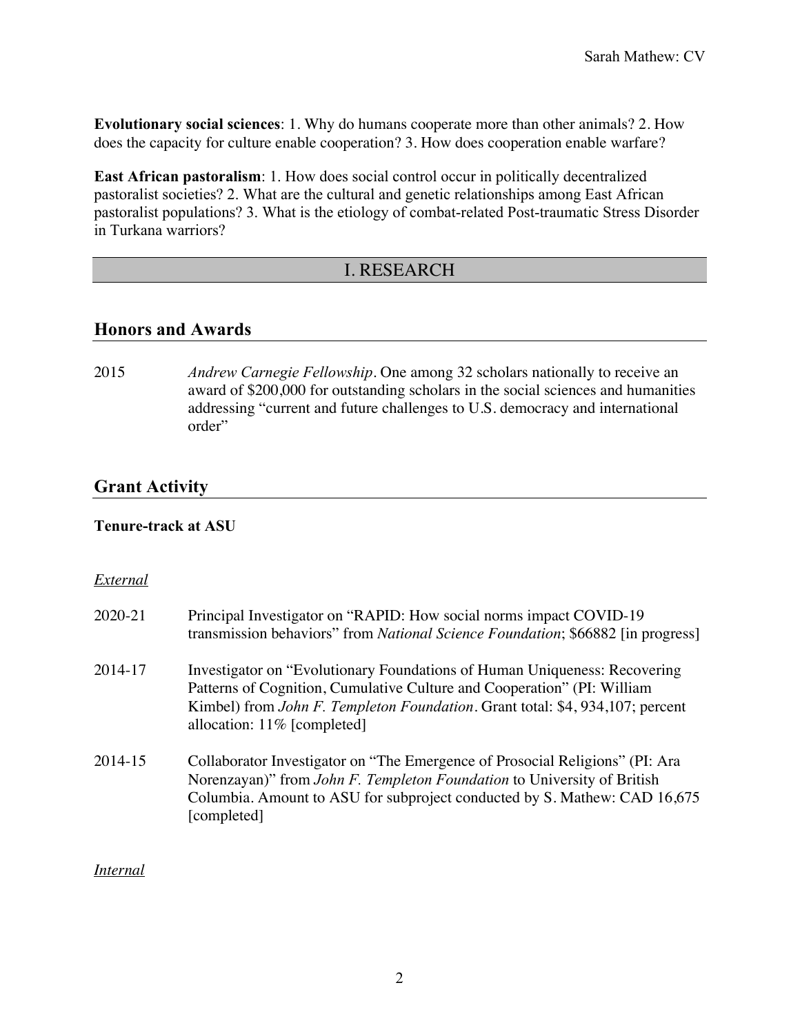**Evolutionary social sciences**: 1. Why do humans cooperate more than other animals? 2. How does the capacity for culture enable cooperation? 3. How does cooperation enable warfare?

**East African pastoralism**: 1. How does social control occur in politically decentralized pastoralist societies? 2. What are the cultural and genetic relationships among East African pastoralist populations? 3. What is the etiology of combat-related Post-traumatic Stress Disorder in Turkana warriors?

# I. RESEARCH

## Honors and Awards

2015 — *Andrew Carnegie Fellowship*. One among 32 scholars nationally to receive an award of $200,000 for outstanding scholars in the social sciences and humanities addressing "current and future challenges to U.S. democracy and international order"

## Grant Activity

### Tenure-track at ASU

*External*

2020-21 — Principal Investigator on "RAPID: How social norms impact COVID-19 transmission behaviors" from *National Science Foundation*; $66882 [in progress]

2014-17 — Investigator on "Evolutionary Foundations of Human Uniqueness: Recovering Patterns of Cognition, Cumulative Culture and Cooperation" (PI: William Kimbel) from *John F. Templeton Foundation*. Grant total: $4, 934,107; percent allocation: 11% [completed]

2014-15 — Collaborator Investigator on "The Emergence of Prosocial Religions" (PI: Ara Norenzayan)" from *John F. Templeton Foundation* to University of British Columbia. Amount to ASU for subproject conducted by S. Mathew: CAD 16,675 [completed]

*Internal*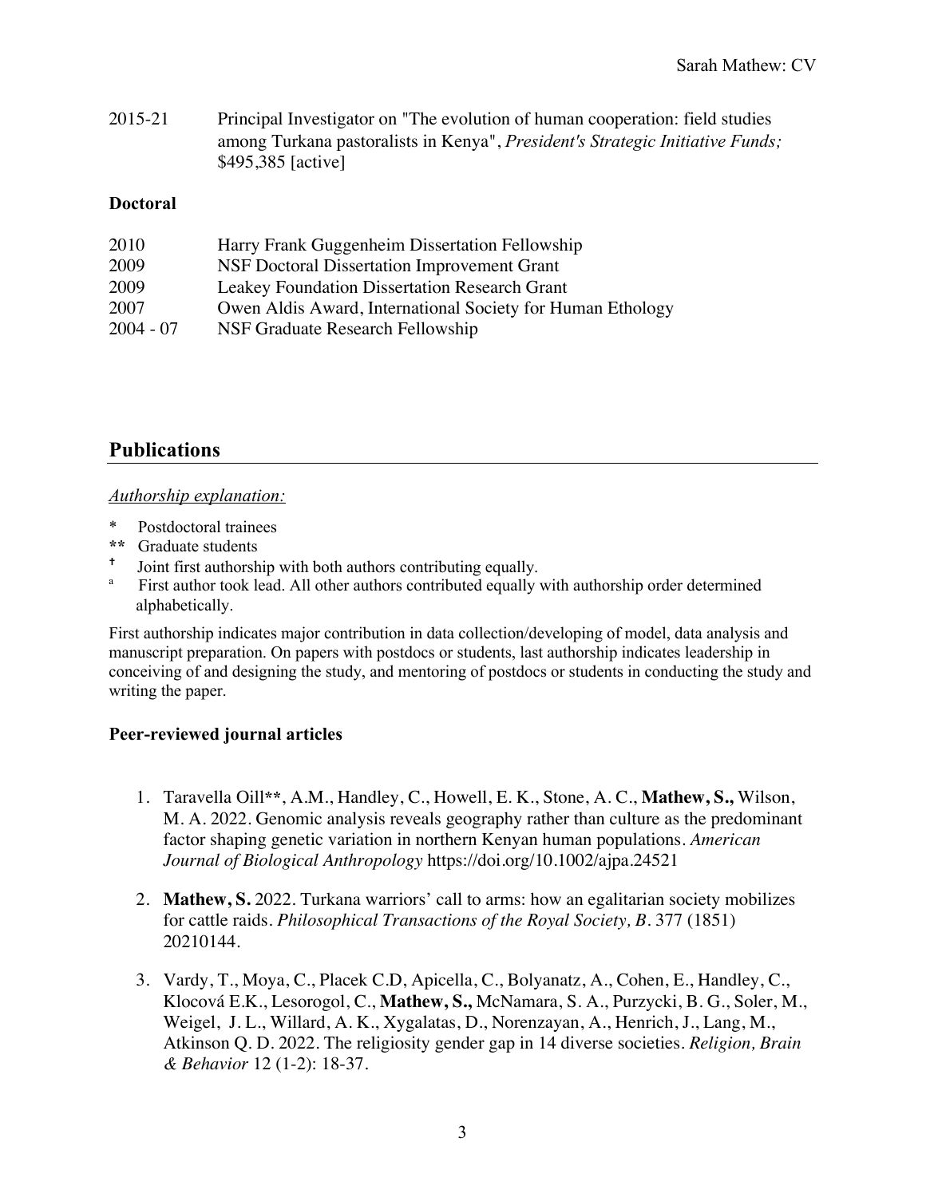2015-21 Principal Investigator on "The evolution of human cooperation: field studies among Turkana pastoralists in Kenya", *President's Strategic Initiative Funds;* $495,385 [active]

**Doctoral**

| | |
|---|---|
| 2010 | Harry Frank Guggenheim Dissertation Fellowship |
| 2009 | NSF Doctoral Dissertation Improvement Grant |
| 2009 | Leakey Foundation Dissertation Research Grant |
| 2007 | Owen Aldis Award, International Society for Human Ethology |
| 2004 - 07 | NSF Graduate Research Fellowship |

## Publications

*Authorship explanation:*

- * Postdoctoral trainees
- ** Graduate students
- † Joint first authorship with both authors contributing equally.
- [a] First author took lead. All other authors contributed equally with authorship order determined alphabetically.

First authorship indicates major contribution in data collection/developing of model, data analysis and manuscript preparation. On papers with postdocs or students, last authorship indicates leadership in conceiving of and designing the study, and mentoring of postdocs or students in conducting the study and writing the paper.

### Peer-reviewed journal articles

1. Taravella Oill**, A.M., Handley, C., Howell, E. K., Stone, A. C., **Mathew, S.,** Wilson, M. A. 2022. Genomic analysis reveals geography rather than culture as the predominant factor shaping genetic variation in northern Kenyan human populations. *American Journal of Biological Anthropology* https://doi.org/10.1002/ajpa.24521

2. **Mathew, S.** 2022. Turkana warriors' call to arms: how an egalitarian society mobilizes for cattle raids. *Philosophical Transactions of the Royal Society, B*. 377 (1851) 20210144.

3. Vardy, T., Moya, C., Placek C.D, Apicella, C., Bolyanatz, A., Cohen, E., Handley, C., Klocová E.K., Lesorogol, C., **Mathew, S.,** McNamara, S. A., Purzycki, B. G., Soler, M., Weigel, J. L., Willard, A. K., Xygalatas, D., Norenzayan, A., Henrich, J., Lang, M., Atkinson Q. D. 2022. The religiosity gender gap in 14 diverse societies. *Religion, Brain & Behavior* 12 (1-2): 18-37.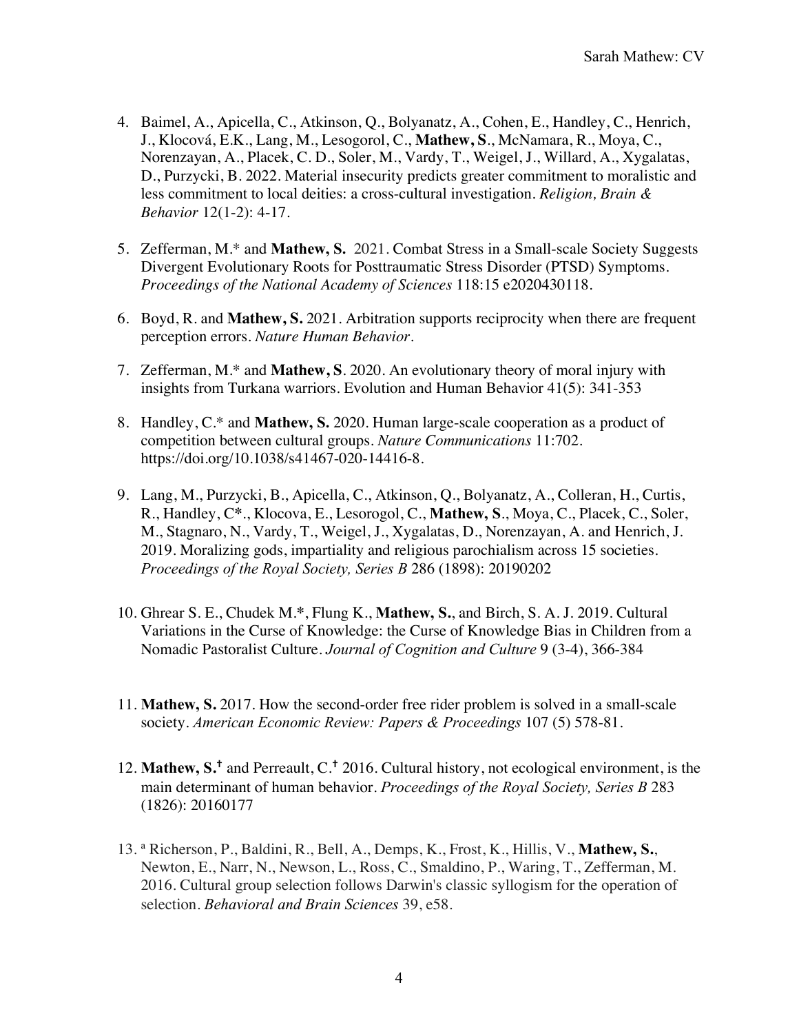4. Baimel, A., Apicella, C., Atkinson, Q., Bolyanatz, A., Cohen, E., Handley, C., Henrich, J., Klocová, E.K., Lang, M., Lesogorol, C., **Mathew, S**., McNamara, R., Moya, C., Norenzayan, A., Placek, C. D., Soler, M., Vardy, T., Weigel, J., Willard, A., Xygalatas, D., Purzycki, B. 2022. Material insecurity predicts greater commitment to moralistic and less commitment to local deities: a cross-cultural investigation. *Religion, Brain & Behavior* 12(1-2): 4-17.

5. Zefferman, M.* and **Mathew, S.** 2021. Combat Stress in a Small-scale Society Suggests Divergent Evolutionary Roots for Posttraumatic Stress Disorder (PTSD) Symptoms. *Proceedings of the National Academy of Sciences* 118:15 e2020430118.

6. Boyd, R. and **Mathew, S.** 2021. Arbitration supports reciprocity when there are frequent perception errors. *Nature Human Behavior*.

7. Zefferman, M.* and **Mathew, S**. 2020. An evolutionary theory of moral injury with insights from Turkana warriors. Evolution and Human Behavior 41(5): 341-353

8. Handley, C.* and **Mathew, S.** 2020. Human large-scale cooperation as a product of competition between cultural groups. *Nature Communications* 11:702. https://doi.org/10.1038/s41467-020-14416-8.

9. Lang, M., Purzycki, B., Apicella, C., Atkinson, Q., Bolyanatz, A., Colleran, H., Curtis, R., Handley, C*., Klocova, E., Lesorogol, C., **Mathew, S**., Moya, C., Placek, C., Soler, M., Stagnaro, N., Vardy, T., Weigel, J., Xygalatas, D., Norenzayan, A. and Henrich, J. 2019. Moralizing gods, impartiality and religious parochialism across 15 societies. *Proceedings of the Royal Society, Series B* 286 (1898): 20190202

10. Ghrear S. E., Chudek M.*, Flung K., **Mathew, S.**, and Birch, S. A. J. 2019. Cultural Variations in the Curse of Knowledge: the Curse of Knowledge Bias in Children from a Nomadic Pastoralist Culture. *Journal of Cognition and Culture* 9 (3-4), 366-384

11. **Mathew, S.** 2017. How the second-order free rider problem is solved in a small-scale society. *American Economic Review: Papers & Proceedings* 107 (5) 578-81.

12. **Mathew, S.**[†] and Perreault, C.[†] 2016. Cultural history, not ecological environment, is the main determinant of human behavior. *Proceedings of the Royal Society, Series B* 283 (1826): 20160177

13. [a] Richerson, P., Baldini, R., Bell, A., Demps, K., Frost, K., Hillis, V., **Mathew, S.**, Newton, E., Narr, N., Newson, L., Ross, C., Smaldino, P., Waring, T., Zefferman, M. 2016. Cultural group selection follows Darwin's classic syllogism for the operation of selection. *Behavioral and Brain Sciences* 39, e58.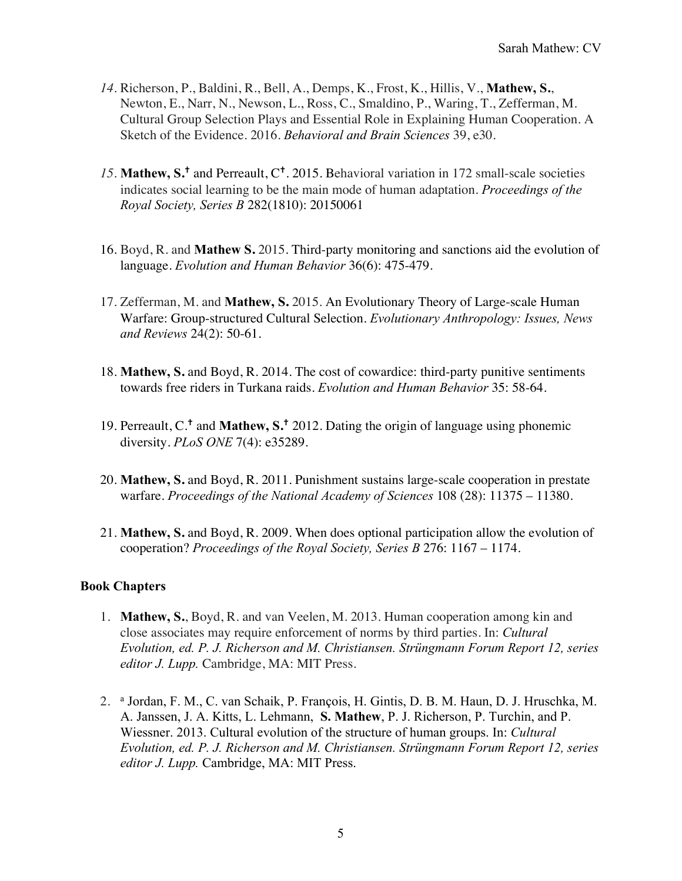*14.* Richerson, P., Baldini, R., Bell, A., Demps, K., Frost, K., Hillis, V., **Mathew, S.**, Newton, E., Narr, N., Newson, L., Ross, C., Smaldino, P., Waring, T., Zefferman, M. Cultural Group Selection Plays and Essential Role in Explaining Human Cooperation. A Sketch of the Evidence. 2016. *Behavioral and Brain Sciences* 39, e30.

*15.* **Mathew, S.**[†] and Perreault, C[†]. 2015. Behavioral variation in 172 small-scale societies indicates social learning to be the main mode of human adaptation. *Proceedings of the Royal Society, Series B* 282(1810): 20150061

16. Boyd, R. and **Mathew S.** 2015. Third-party monitoring and sanctions aid the evolution of language. *Evolution and Human Behavior* 36(6): 475-479.

17. Zefferman, M. and **Mathew, S.** 2015. An Evolutionary Theory of Large-scale Human Warfare: Group-structured Cultural Selection. *Evolutionary Anthropology: Issues, News and Reviews* 24(2): 50-61.

18. **Mathew, S.** and Boyd, R. 2014. The cost of cowardice: third-party punitive sentiments towards free riders in Turkana raids. *Evolution and Human Behavior* 35: 58-64.

19. Perreault, C.[†] and **Mathew, S.**[†] 2012. Dating the origin of language using phonemic diversity. *PLoS ONE* 7(4): e35289.

20. **Mathew, S.** and Boyd, R. 2011. Punishment sustains large-scale cooperation in prestate warfare. *Proceedings of the National Academy of Sciences* 108 (28): 11375 – 11380.

21. **Mathew, S.** and Boyd, R. 2009. When does optional participation allow the evolution of cooperation? *Proceedings of the Royal Society, Series B* 276: 1167 – 1174.

**Book Chapters**

1. **Mathew, S.**, Boyd, R. and van Veelen, M. 2013. Human cooperation among kin and close associates may require enforcement of norms by third parties. In: *Cultural Evolution, ed. P. J. Richerson and M. Christiansen. Strüngmann Forum Report 12, series editor J. Lupp.* Cambridge, MA: MIT Press.

2. [a] Jordan, F. M., C. van Schaik, P. François, H. Gintis, D. B. M. Haun, D. J. Hruschka, M. A. Janssen, J. A. Kitts, L. Lehmann, **S. Mathew**, P. J. Richerson, P. Turchin, and P. Wiessner. 2013. Cultural evolution of the structure of human groups. In: *Cultural Evolution, ed. P. J. Richerson and M. Christiansen. Strüngmann Forum Report 12, series editor J. Lupp.* Cambridge, MA: MIT Press.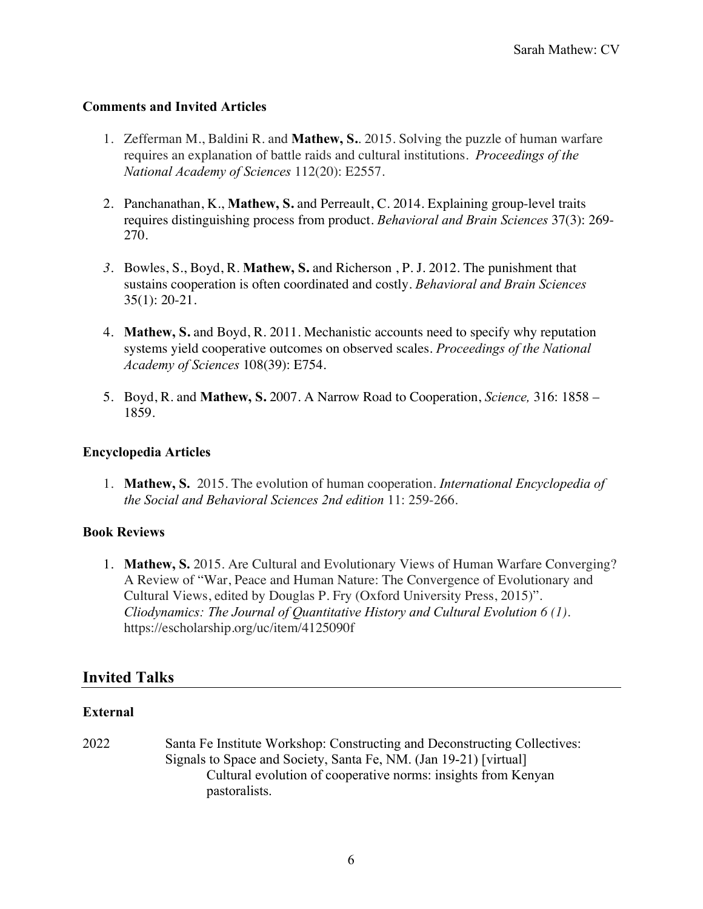### Comments and Invited Articles

1. Zefferman M., Baldini R. and **Mathew, S.**. 2015. Solving the puzzle of human warfare requires an explanation of battle raids and cultural institutions. *Proceedings of the National Academy of Sciences* 112(20): E2557.

2. Panchanathan, K., **Mathew, S.** and Perreault, C. 2014. Explaining group-level traits requires distinguishing process from product. *Behavioral and Brain Sciences* 37(3): 269-270.

3. Bowles, S., Boyd, R. **Mathew, S.** and Richerson , P. J. 2012. The punishment that sustains cooperation is often coordinated and costly. *Behavioral and Brain Sciences* 35(1): 20-21.

4. **Mathew, S.** and Boyd, R. 2011. Mechanistic accounts need to specify why reputation systems yield cooperative outcomes on observed scales. *Proceedings of the National Academy of Sciences* 108(39): E754.

5. Boyd, R. and **Mathew, S.** 2007. A Narrow Road to Cooperation, *Science,* 316: 1858 – 1859.

### Encyclopedia Articles

1. **Mathew, S.** 2015. The evolution of human cooperation. *International Encyclopedia of the Social and Behavioral Sciences 2nd edition* 11: 259-266.

### Book Reviews

1. **Mathew, S.** 2015. Are Cultural and Evolutionary Views of Human Warfare Converging? A Review of "War, Peace and Human Nature: The Convergence of Evolutionary and Cultural Views, edited by Douglas P. Fry (Oxford University Press, 2015)". *Cliodynamics: The Journal of Quantitative History and Cultural Evolution 6 (1).* https://escholarship.org/uc/item/4125090f

## Invited Talks

### External

2022 Santa Fe Institute Workshop: Constructing and Deconstructing Collectives: Signals to Space and Society, Santa Fe, NM. (Jan 19-21) [virtual]
Cultural evolution of cooperative norms: insights from Kenyan pastoralists.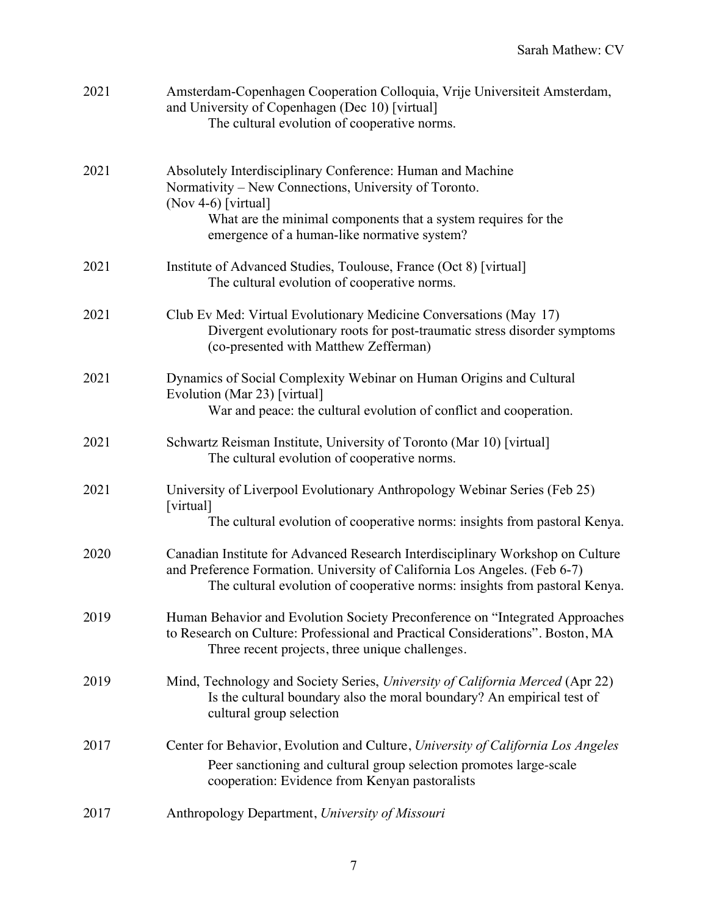2021 Amsterdam-Copenhagen Cooperation Colloquia, Vrije Universiteit Amsterdam, and University of Copenhagen (Dec 10) [virtual]
The cultural evolution of cooperative norms.

2021 Absolutely Interdisciplinary Conference: Human and Machine Normativity – New Connections, University of Toronto. (Nov 4-6) [virtual]
What are the minimal components that a system requires for the emergence of a human-like normative system?

2021 Institute of Advanced Studies, Toulouse, France (Oct 8) [virtual]
The cultural evolution of cooperative norms.

2021 Club Ev Med: Virtual Evolutionary Medicine Conversations (May 17)
Divergent evolutionary roots for post-traumatic stress disorder symptoms (co-presented with Matthew Zefferman)

2021 Dynamics of Social Complexity Webinar on Human Origins and Cultural Evolution (Mar 23) [virtual]
War and peace: the cultural evolution of conflict and cooperation.

2021 Schwartz Reisman Institute, University of Toronto (Mar 10) [virtual]
The cultural evolution of cooperative norms.

2021 University of Liverpool Evolutionary Anthropology Webinar Series (Feb 25) [virtual]
The cultural evolution of cooperative norms: insights from pastoral Kenya.

2020 Canadian Institute for Advanced Research Interdisciplinary Workshop on Culture and Preference Formation. University of California Los Angeles. (Feb 6-7)
The cultural evolution of cooperative norms: insights from pastoral Kenya.

2019 Human Behavior and Evolution Society Preconference on "Integrated Approaches to Research on Culture: Professional and Practical Considerations". Boston, MA
Three recent projects, three unique challenges.

2019 Mind, Technology and Society Series, *University of California Merced* (Apr 22)
Is the cultural boundary also the moral boundary? An empirical test of cultural group selection

2017 Center for Behavior, Evolution and Culture, *University of California Los Angeles*
Peer sanctioning and cultural group selection promotes large-scale cooperation: Evidence from Kenyan pastoralists

2017 Anthropology Department, *University of Missouri*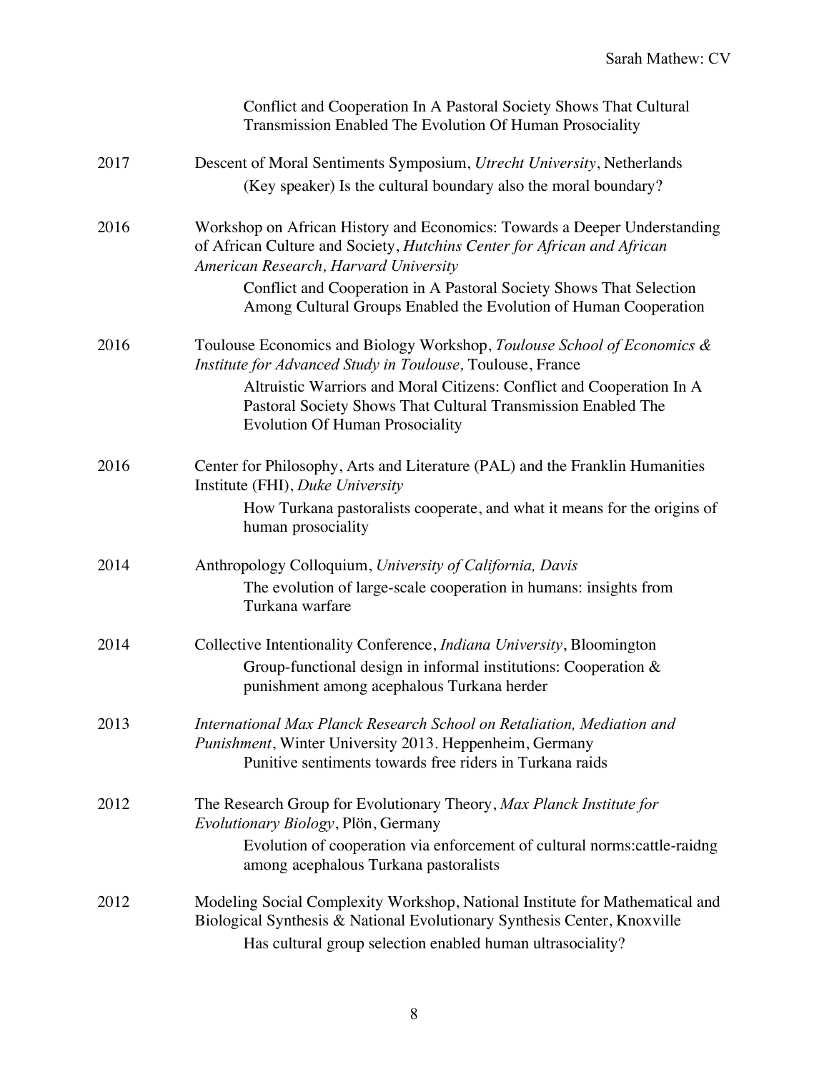Conflict and Cooperation In A Pastoral Society Shows That Cultural Transmission Enabled The Evolution Of Human Prosociality

2017 Descent of Moral Sentiments Symposium, *Utrecht University*, Netherlands
(Key speaker) Is the cultural boundary also the moral boundary?

2016 Workshop on African History and Economics: Towards a Deeper Understanding of African Culture and Society, *Hutchins Center for African and African American Research, Harvard University*
Conflict and Cooperation in A Pastoral Society Shows That Selection Among Cultural Groups Enabled the Evolution of Human Cooperation

2016 Toulouse Economics and Biology Workshop, *Toulouse School of Economics & Institute for Advanced Study in Toulouse,* Toulouse, France
Altruistic Warriors and Moral Citizens: Conflict and Cooperation In A Pastoral Society Shows That Cultural Transmission Enabled The Evolution Of Human Prosociality

2016 Center for Philosophy, Arts and Literature (PAL) and the Franklin Humanities Institute (FHI), *Duke University*
How Turkana pastoralists cooperate, and what it means for the origins of human prosociality

2014 Anthropology Colloquium, *University of California, Davis*
The evolution of large-scale cooperation in humans: insights from Turkana warfare

2014 Collective Intentionality Conference, *Indiana University*, Bloomington
Group-functional design in informal institutions: Cooperation & punishment among acephalous Turkana herder

2013 *International Max Planck Research School on Retaliation, Mediation and Punishment*, Winter University 2013. Heppenheim, Germany
Punitive sentiments towards free riders in Turkana raids

2012 The Research Group for Evolutionary Theory, *Max Planck Institute for Evolutionary Biology*, Plön, Germany
Evolution of cooperation via enforcement of cultural norms:cattle-raidng among acephalous Turkana pastoralists

2012 Modeling Social Complexity Workshop, National Institute for Mathematical and Biological Synthesis & National Evolutionary Synthesis Center, Knoxville
Has cultural group selection enabled human ultrasociality?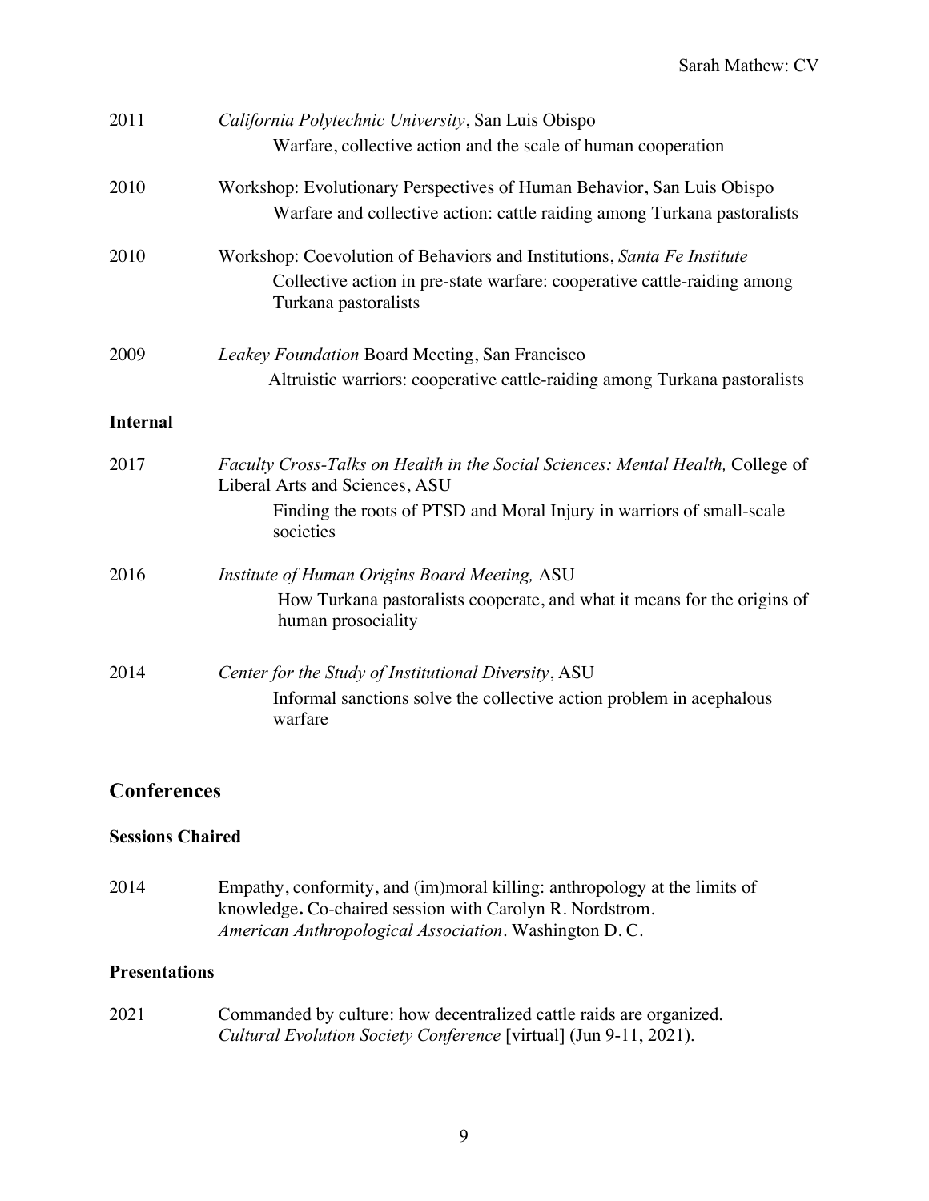2011 *California Polytechnic University*, San Luis Obispo
Warfare, collective action and the scale of human cooperation

2010 Workshop: Evolutionary Perspectives of Human Behavior, San Luis Obispo
Warfare and collective action: cattle raiding among Turkana pastoralists

2010 Workshop: Coevolution of Behaviors and Institutions, *Santa Fe Institute*
Collective action in pre-state warfare: cooperative cattle-raiding among Turkana pastoralists

2009 *Leakey Foundation* Board Meeting, San Francisco
Altruistic warriors: cooperative cattle-raiding among Turkana pastoralists

### Internal

2017 *Faculty Cross-Talks on Health in the Social Sciences: Mental Health,* College of Liberal Arts and Sciences, ASU
Finding the roots of PTSD and Moral Injury in warriors of small-scale societies

2016 *Institute of Human Origins Board Meeting,* ASU
How Turkana pastoralists cooperate, and what it means for the origins of human prosociality

2014 *Center for the Study of Institutional Diversity*, ASU
Informal sanctions solve the collective action problem in acephalous warfare

## Conferences

### Sessions Chaired

2014 Empathy, conformity, and (im)moral killing: anthropology at the limits of knowledge**.** Co-chaired session with Carolyn R. Nordstrom.
*American Anthropological Association*. Washington D. C.

### Presentations

2021 Commanded by culture: how decentralized cattle raids are organized.
*Cultural Evolution Society Conference* [virtual] (Jun 9-11, 2021).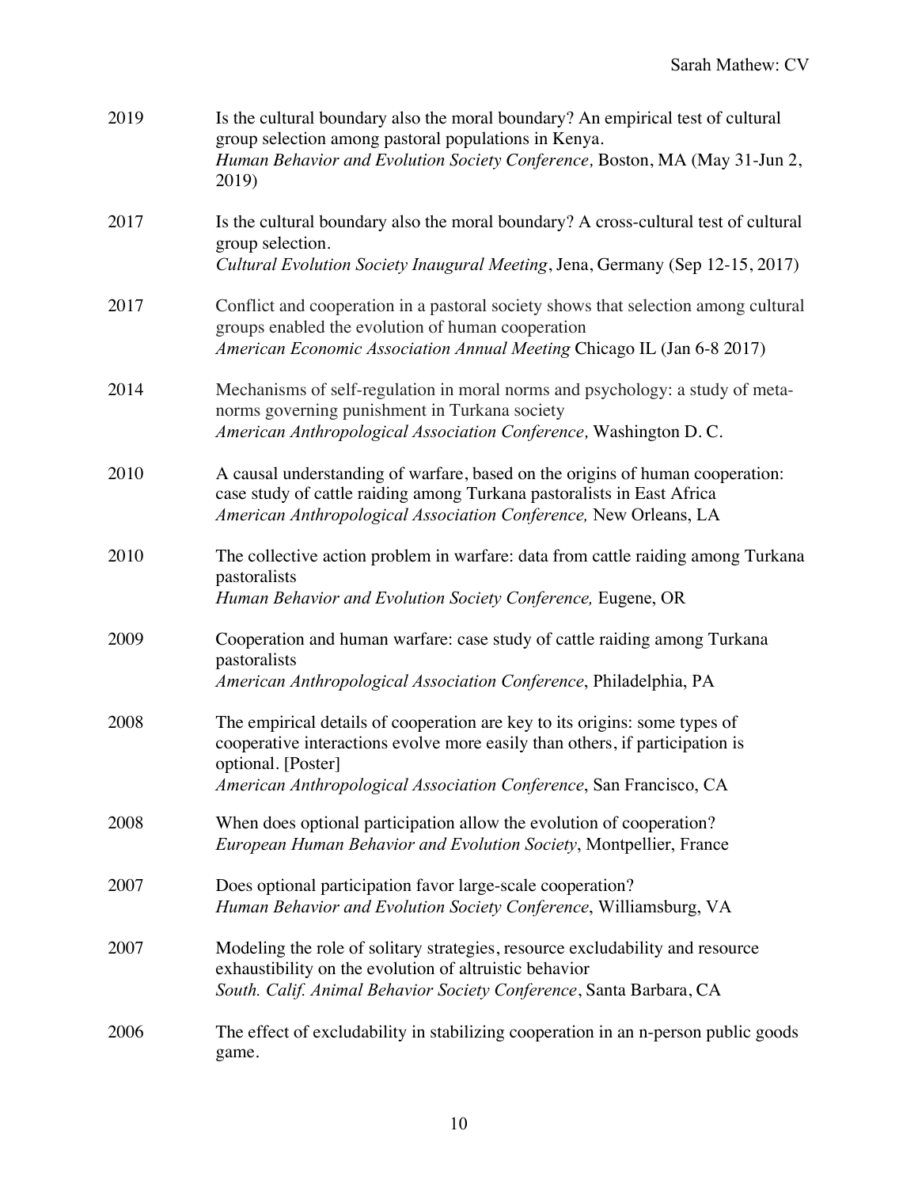2019 Is the cultural boundary also the moral boundary? An empirical test of cultural group selection among pastoral populations in Kenya.
*Human Behavior and Evolution Society Conference,* Boston, MA (May 31-Jun 2, 2019)

2017 Is the cultural boundary also the moral boundary? A cross-cultural test of cultural group selection.
*Cultural Evolution Society Inaugural Meeting*, Jena, Germany (Sep 12-15, 2017)

2017 Conflict and cooperation in a pastoral society shows that selection among cultural groups enabled the evolution of human cooperation
*American Economic Association Annual Meeting* Chicago IL (Jan 6-8 2017)

2014 Mechanisms of self-regulation in moral norms and psychology: a study of meta-norms governing punishment in Turkana society
*American Anthropological Association Conference,* Washington D. C.

2010 A causal understanding of warfare, based on the origins of human cooperation: case study of cattle raiding among Turkana pastoralists in East Africa
*American Anthropological Association Conference,* New Orleans, LA

2010 The collective action problem in warfare: data from cattle raiding among Turkana pastoralists
*Human Behavior and Evolution Society Conference,* Eugene, OR

2009 Cooperation and human warfare: case study of cattle raiding among Turkana pastoralists
*American Anthropological Association Conference*, Philadelphia, PA

2008 The empirical details of cooperation are key to its origins: some types of cooperative interactions evolve more easily than others, if participation is optional. [Poster]
*American Anthropological Association Conference*, San Francisco, CA

2008 When does optional participation allow the evolution of cooperation?
*European Human Behavior and Evolution Society*, Montpellier, France

2007 Does optional participation favor large-scale cooperation?
*Human Behavior and Evolution Society Conference*, Williamsburg, VA

2007 Modeling the role of solitary strategies, resource excludability and resource exhaustibility on the evolution of altruistic behavior
*South. Calif. Animal Behavior Society Conference*, Santa Barbara, CA

2006 The effect of excludability in stabilizing cooperation in an n-person public goods game.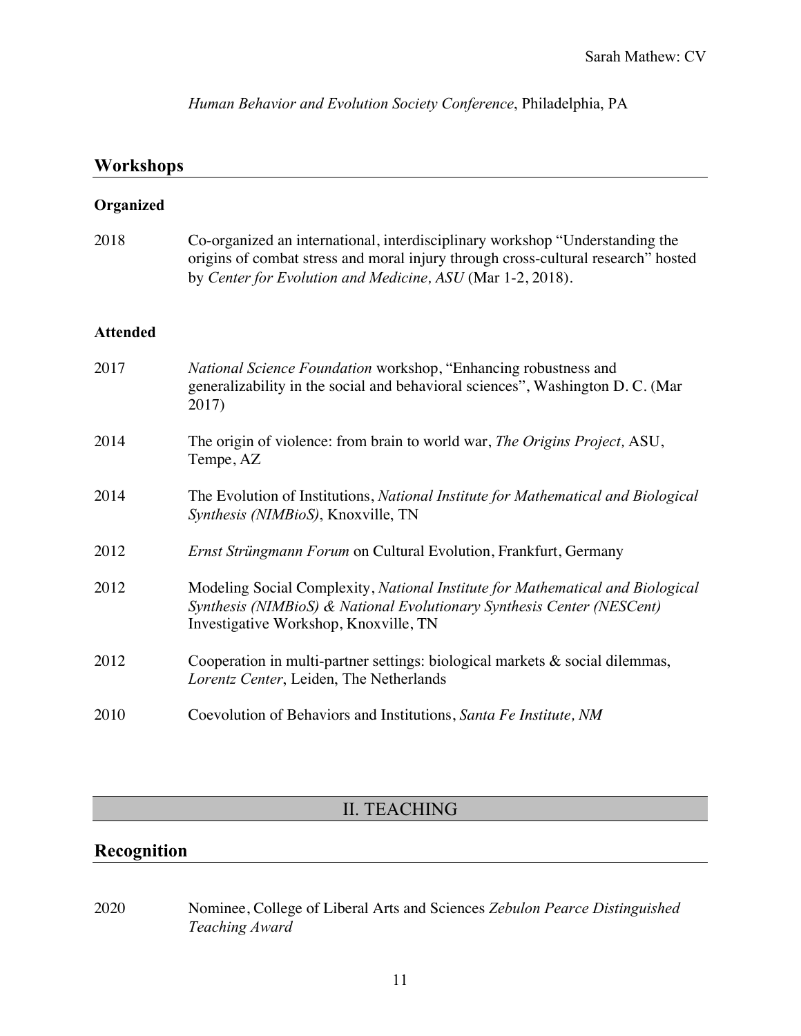*Human Behavior and Evolution Society Conference*, Philadelphia, PA

## Workshops

### Organized

2018 — Co-organized an international, interdisciplinary workshop "Understanding the origins of combat stress and moral injury through cross-cultural research" hosted by *Center for Evolution and Medicine, ASU* (Mar 1-2, 2018).

### Attended

2017 — *National Science Foundation* workshop, "Enhancing robustness and generalizability in the social and behavioral sciences", Washington D. C. (Mar 2017)

2014 — The origin of violence: from brain to world war, *The Origins Project,* ASU, Tempe, AZ

2014 — The Evolution of Institutions, *National Institute for Mathematical and Biological Synthesis (NIMBioS)*, Knoxville, TN

2012 — *Ernst Strüngmann Forum* on Cultural Evolution, Frankfurt, Germany

2012 — Modeling Social Complexity, *National Institute for Mathematical and Biological Synthesis (NIMBioS) & National Evolutionary Synthesis Center (NESCent)* Investigative Workshop, Knoxville, TN

2012 — Cooperation in multi-partner settings: biological markets & social dilemmas, *Lorentz Center*, Leiden, The Netherlands

2010 — Coevolution of Behaviors and Institutions, *Santa Fe Institute, NM*

# II. TEACHING

## Recognition

2020 — Nominee, College of Liberal Arts and Sciences *Zebulon Pearce Distinguished Teaching Award*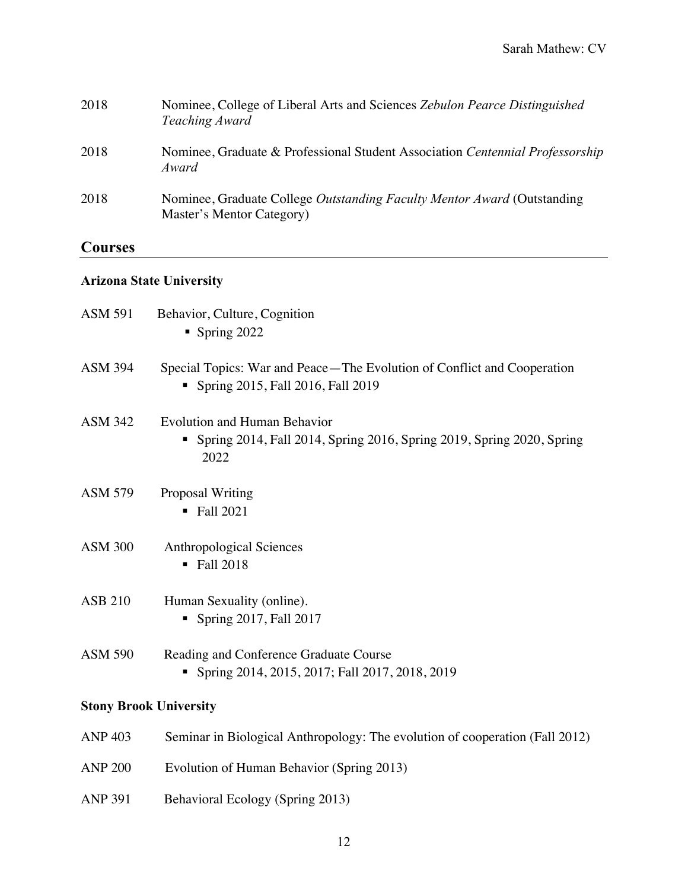2018 Nominee, College of Liberal Arts and Sciences *Zebulon Pearce Distinguished Teaching Award*

2018 Nominee, Graduate & Professional Student Association *Centennial Professorship Award*

2018 Nominee, Graduate College *Outstanding Faculty Mentor Award* (Outstanding Master's Mentor Category)

## Courses

### Arizona State University

ASM 591 Behavior, Culture, Cognition
- Spring 2022

ASM 394 Special Topics: War and Peace—The Evolution of Conflict and Cooperation
- Spring 2015, Fall 2016, Fall 2019

ASM 342 Evolution and Human Behavior
- Spring 2014, Fall 2014, Spring 2016, Spring 2019, Spring 2020, Spring 2022

ASM 579 Proposal Writing
- Fall 2021

ASM 300 Anthropological Sciences
- Fall 2018

ASB 210 Human Sexuality (online).
- Spring 2017, Fall 2017

ASM 590 Reading and Conference Graduate Course
- Spring 2014, 2015, 2017; Fall 2017, 2018, 2019

### Stony Brook University

ANP 403 Seminar in Biological Anthropology: The evolution of cooperation (Fall 2012)

ANP 200 Evolution of Human Behavior (Spring 2013)

ANP 391 Behavioral Ecology (Spring 2013)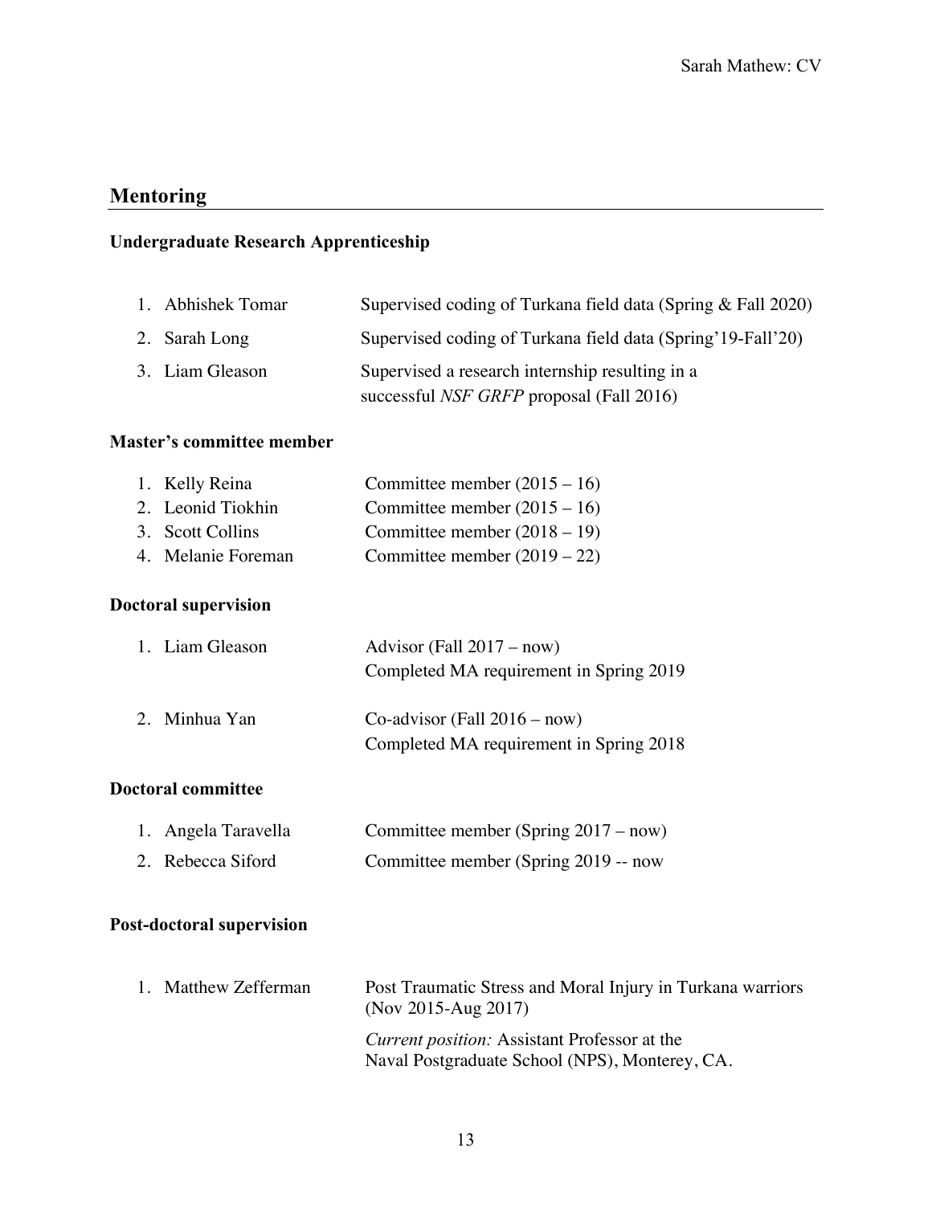## Mentoring

### Undergraduate Research Apprenticeship

1. Abhishek Tomar — Supervised coding of Turkana field data (Spring & Fall 2020)
2. Sarah Long — Supervised coding of Turkana field data (Spring'19-Fall'20)
3. Liam Gleason — Supervised a research internship resulting in a successful *NSF GRFP* proposal (Fall 2016)

### Master's committee member

1. Kelly Reina — Committee member (2015 – 16)
2. Leonid Tiokhin — Committee member (2015 – 16)
3. Scott Collins — Committee member (2018 – 19)
4. Melanie Foreman — Committee member (2019 – 22)

### Doctoral supervision

1. Liam Gleason — Advisor (Fall 2017 – now)
   Completed MA requirement in Spring 2019

2. Minhua Yan — Co-advisor (Fall 2016 – now)
   Completed MA requirement in Spring 2018

### Doctoral committee

1. Angela Taravella — Committee member (Spring 2017 – now)
2. Rebecca Siford — Committee member (Spring 2019 -- now

### Post-doctoral supervision

1. Matthew Zefferman — Post Traumatic Stress and Moral Injury in Turkana warriors (Nov 2015-Aug 2017)

   *Current position:* Assistant Professor at the Naval Postgraduate School (NPS), Monterey, CA.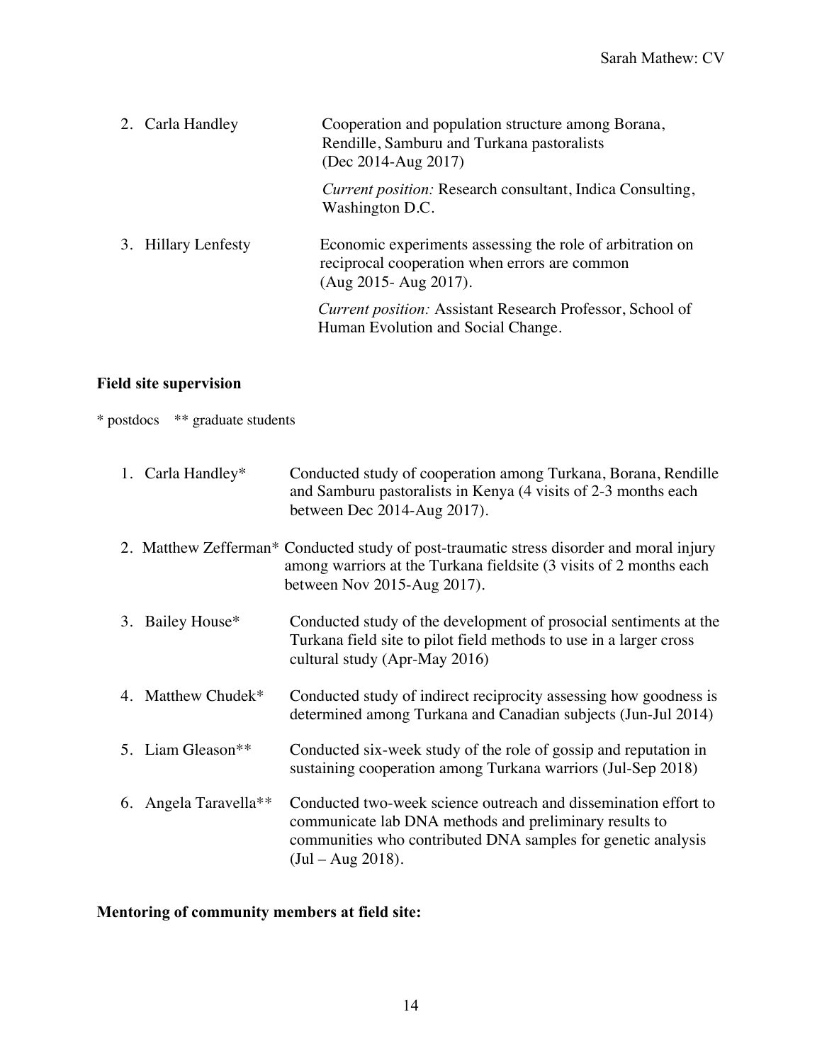2. Carla Handley — Cooperation and population structure among Borana, Rendille, Samburu and Turkana pastoralists (Dec 2014-Aug 2017)

   *Current position:* Research consultant, Indica Consulting, Washington D.C.

3. Hillary Lenfesty — Economic experiments assessing the role of arbitration on reciprocal cooperation when errors are common (Aug 2015- Aug 2017).

   *Current position:* Assistant Research Professor, School of Human Evolution and Social Change.

**Field site supervision**

\* postdocs    ** graduate students

1. Carla Handley* — Conducted study of cooperation among Turkana, Borana, Rendille and Samburu pastoralists in Kenya (4 visits of 2-3 months each between Dec 2014-Aug 2017).

2. Matthew Zefferman* — Conducted study of post-traumatic stress disorder and moral injury among warriors at the Turkana fieldsite (3 visits of 2 months each between Nov 2015-Aug 2017).

3. Bailey House* — Conducted study of the development of prosocial sentiments at the Turkana field site to pilot field methods to use in a larger cross cultural study (Apr-May 2016)

4. Matthew Chudek* — Conducted study of indirect reciprocity assessing how goodness is determined among Turkana and Canadian subjects (Jun-Jul 2014)

5. Liam Gleason** — Conducted six-week study of the role of gossip and reputation in sustaining cooperation among Turkana warriors (Jul-Sep 2018)

6. Angela Taravella** — Conducted two-week science outreach and dissemination effort to communicate lab DNA methods and preliminary results to communities who contributed DNA samples for genetic analysis (Jul – Aug 2018).

**Mentoring of community members at field site:**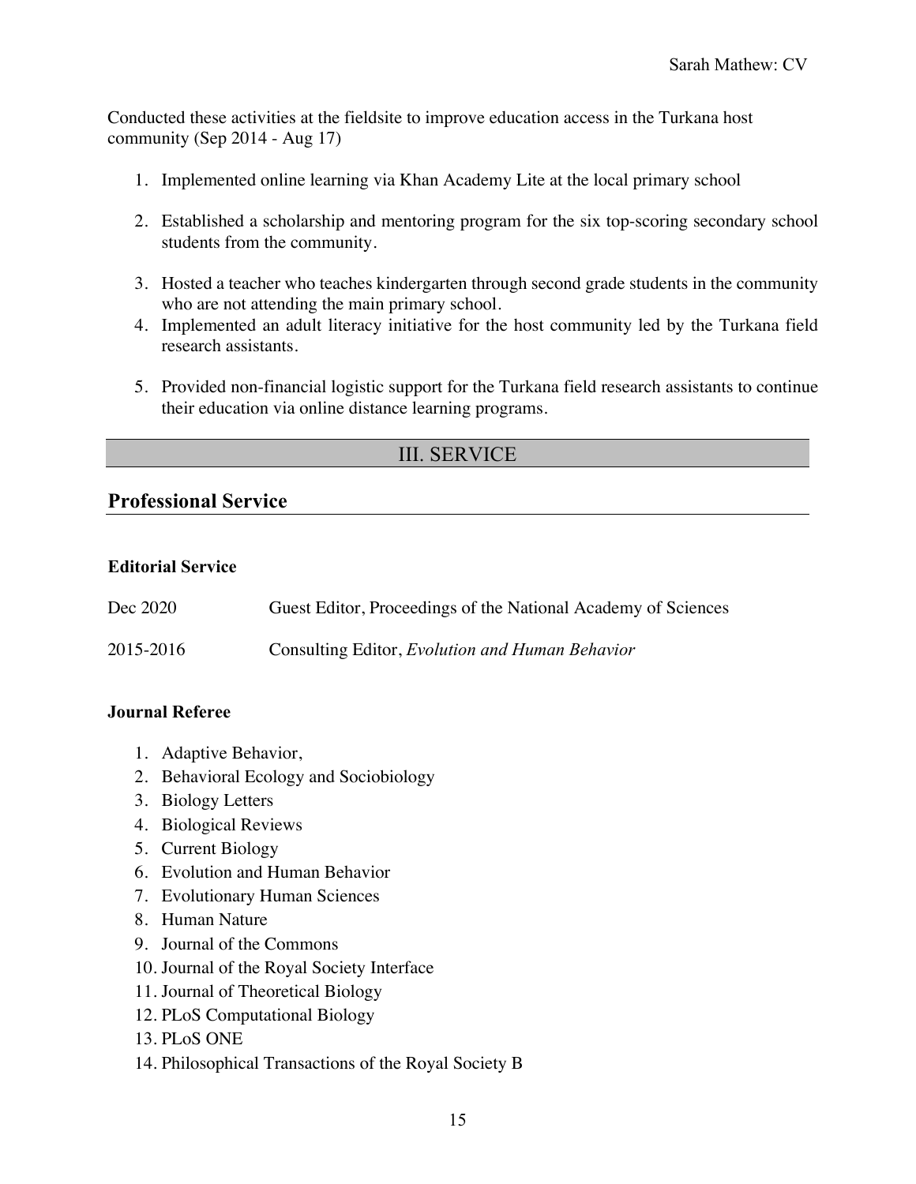Conducted these activities at the fieldsite to improve education access in the Turkana host community (Sep 2014 - Aug 17)

1. Implemented online learning via Khan Academy Lite at the local primary school
2. Established a scholarship and mentoring program for the six top-scoring secondary school students from the community.
3. Hosted a teacher who teaches kindergarten through second grade students in the community who are not attending the main primary school.
4. Implemented an adult literacy initiative for the host community led by the Turkana field research assistants.
5. Provided non-financial logistic support for the Turkana field research assistants to continue their education via online distance learning programs.

# III. SERVICE

## Professional Service

### Editorial Service

| | |
|---|---|
| Dec 2020 | Guest Editor, Proceedings of the National Academy of Sciences |
| 2015-2016 | Consulting Editor, *Evolution and Human Behavior* |

### Journal Referee

1. Adaptive Behavior,
2. Behavioral Ecology and Sociobiology
3. Biology Letters
4. Biological Reviews
5. Current Biology
6. Evolution and Human Behavior
7. Evolutionary Human Sciences
8. Human Nature
9. Journal of the Commons
10. Journal of the Royal Society Interface
11. Journal of Theoretical Biology
12. PLoS Computational Biology
13. PLoS ONE
14. Philosophical Transactions of the Royal Society B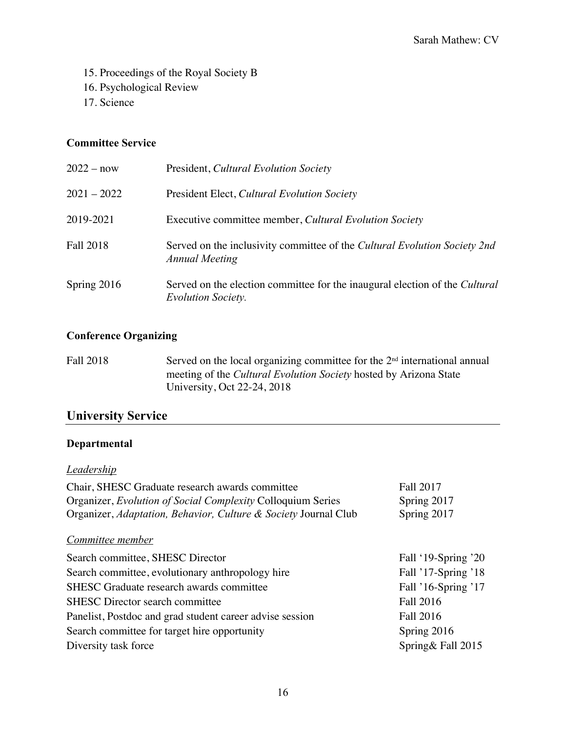15. Proceedings of the Royal Society B
16. Psychological Review
17. Science

**Committee Service**

| | |
|---|---|
| 2022 – now | President, *Cultural Evolution Society* |
| 2021 – 2022 | President Elect, *Cultural Evolution Society* |
| 2019-2021 | Executive committee member, *Cultural Evolution Society* |
| Fall 2018 | Served on the inclusivity committee of the *Cultural Evolution Society 2nd Annual Meeting* |
| Spring 2016 | Served on the election committee for the inaugural election of the *Cultural Evolution Society.* |

**Conference Organizing**

| | |
|---|---|
| Fall 2018 | Served on the local organizing committee for the 2nd international annual meeting of the *Cultural Evolution Society* hosted by Arizona State University, Oct 22-24, 2018 |

## University Service

**Departmental**

*Leadership*

| | |
|---|---|
| Chair, SHESC Graduate research awards committee | Fall 2017 |
| Organizer, *Evolution of Social Complexity* Colloquium Series | Spring 2017 |
| Organizer, *Adaptation, Behavior, Culture & Society* Journal Club | Spring 2017 |

*Committee member*

| | |
|---|---|
| Search committee, SHESC Director | Fall '19-Spring '20 |
| Search committee, evolutionary anthropology hire | Fall '17-Spring '18 |
| SHESC Graduate research awards committee | Fall '16-Spring '17 |
| SHESC Director search committee | Fall 2016 |
| Panelist, Postdoc and grad student career advise session | Fall 2016 |
| Search committee for target hire opportunity | Spring 2016 |
| Diversity task force | Spring& Fall 2015 |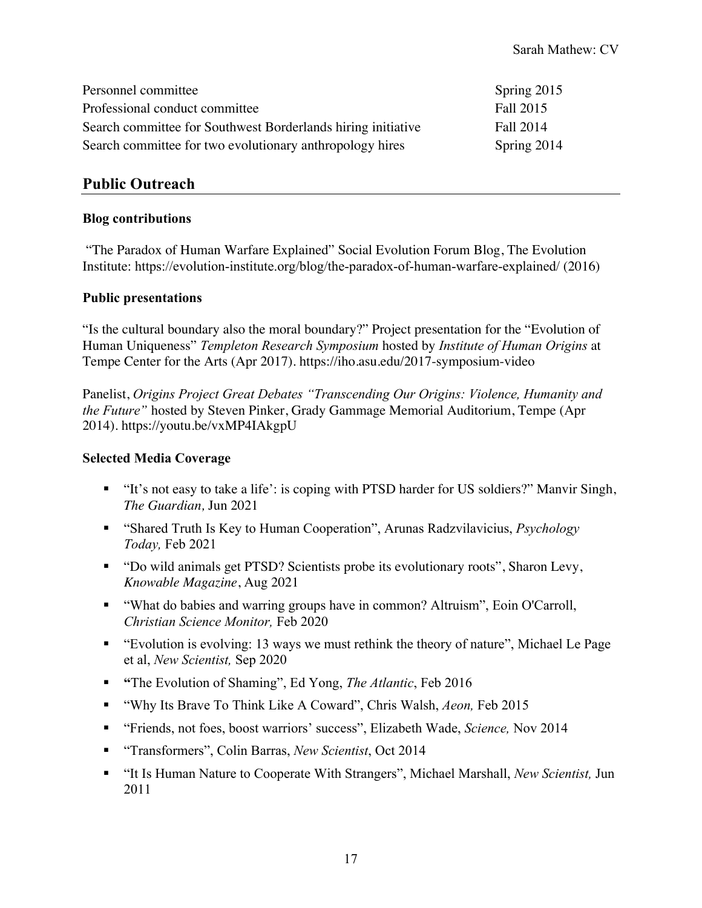| | |
|---|---|
| Personnel committee | Spring 2015 |
| Professional conduct committee | Fall 2015 |
| Search committee for Southwest Borderlands hiring initiative | Fall 2014 |
| Search committee for two evolutionary anthropology hires | Spring 2014 |

## Public Outreach

### Blog contributions

"The Paradox of Human Warfare Explained" Social Evolution Forum Blog, The Evolution Institute: https://evolution-institute.org/blog/the-paradox-of-human-warfare-explained/ (2016)

### Public presentations

"Is the cultural boundary also the moral boundary?" Project presentation for the "Evolution of Human Uniqueness" *Templeton Research Symposium* hosted by *Institute of Human Origins* at Tempe Center for the Arts (Apr 2017). https://iho.asu.edu/2017-symposium-video

Panelist, *Origins Project Great Debates "Transcending Our Origins: Violence, Humanity and the Future"* hosted by Steven Pinker, Grady Gammage Memorial Auditorium, Tempe (Apr 2014). https://youtu.be/vxMP4IAkgpU

### Selected Media Coverage

- "It's not easy to take a life': is coping with PTSD harder for US soldiers?" Manvir Singh, *The Guardian,* Jun 2021
- "Shared Truth Is Key to Human Cooperation", Arunas Radzvilavicius, *Psychology Today,* Feb 2021
- "Do wild animals get PTSD? Scientists probe its evolutionary roots", Sharon Levy, *Knowable Magazine*, Aug 2021
- "What do babies and warring groups have in common? Altruism", Eoin O'Carroll, *Christian Science Monitor,* Feb 2020
- "Evolution is evolving: 13 ways we must rethink the theory of nature", Michael Le Page et al, *New Scientist,* Sep 2020
- **"**The Evolution of Shaming", Ed Yong, *The Atlantic*, Feb 2016
- "Why Its Brave To Think Like A Coward", Chris Walsh, *Aeon,* Feb 2015
- "Friends, not foes, boost warriors' success", Elizabeth Wade, *Science,* Nov 2014
- "Transformers", Colin Barras, *New Scientist*, Oct 2014
- "It Is Human Nature to Cooperate With Strangers", Michael Marshall, *New Scientist,* Jun 2011